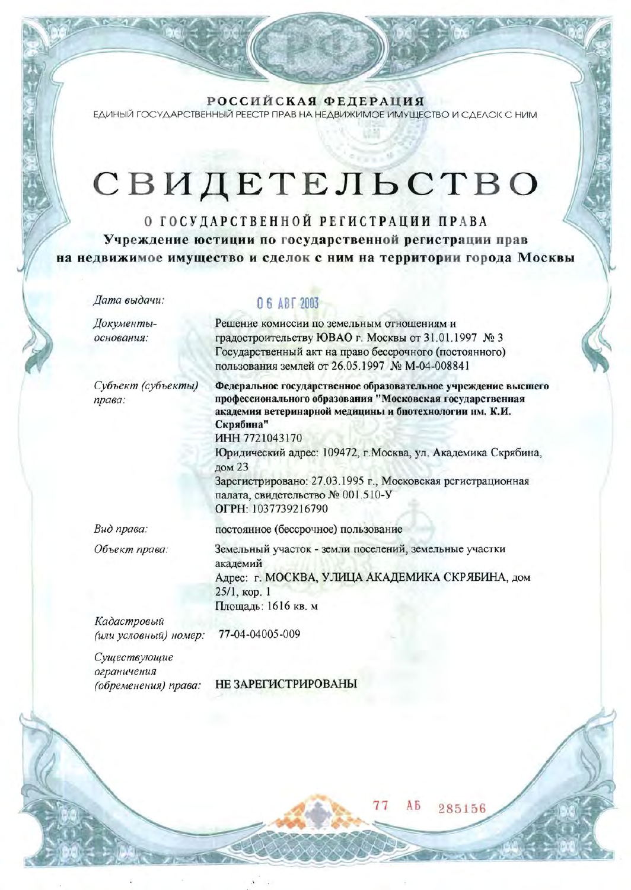**РОССИЙСКАЯ ФЕДЕРАЦИЯ**

ЕДИНЫЙ ГОСУДАРСТВЕННЫЙ РЕЕСТР ПРАВ НА НЕДВИЖИМОЕ ИМУЩЕСТВО И СДЕЛОК С НИМ

# СВИДЕТЕЛЬСТВО

## О ГОСУДАРСТВЕННОЙ РЕГИСТРАЦИИ ПРАВА

**Учреждение юстиции по государственной регистрации прав на недвижимое имущество и сделок с ним на территории города Москвы**

*Дата выдачи:* 06 АВГ 2003

*Документы-основания:* Решение комиссии по земельным отношениям и градостроительству ЮВАО г. Москвы от 31.01.1997 № 3
Государственный акт на право бессрочного (постоянного) пользования землей от 26.05.1997 № М-04-008841

*Субъект (субъекты) права:* **Федеральное государственное образовательное учреждение высшего профессионального образования "Московская государственная академия ветеринарной медицины и биотехнологии им. К.И. Скрябина"**
ИНН 7721043170
Юридический адрес: 109472, г.Москва, ул. Академика Скрябина, дом 23
Зарегистрировано: 27.03.1995 г., Московская регистрационная палата, свидетельство № 001.510-У
ОГРН: 1037739216790

*Вид права:* постоянное (бессрочное) пользование

*Объект права:* Земельный участок - земли поселений, земельные участки академий
Адрес: г. МОСКВА, УЛИЦА АКАДЕМИКА СКРЯБИНА, дом 25/1, кор. 1
Площадь: 1616 кв. м

*Кадастровый (или условный) номер:* 77-04-04005-009

*Существующие ограничения (обременения) права:* НЕ ЗАРЕГИСТРИРОВАНЫ

77 АБ 285156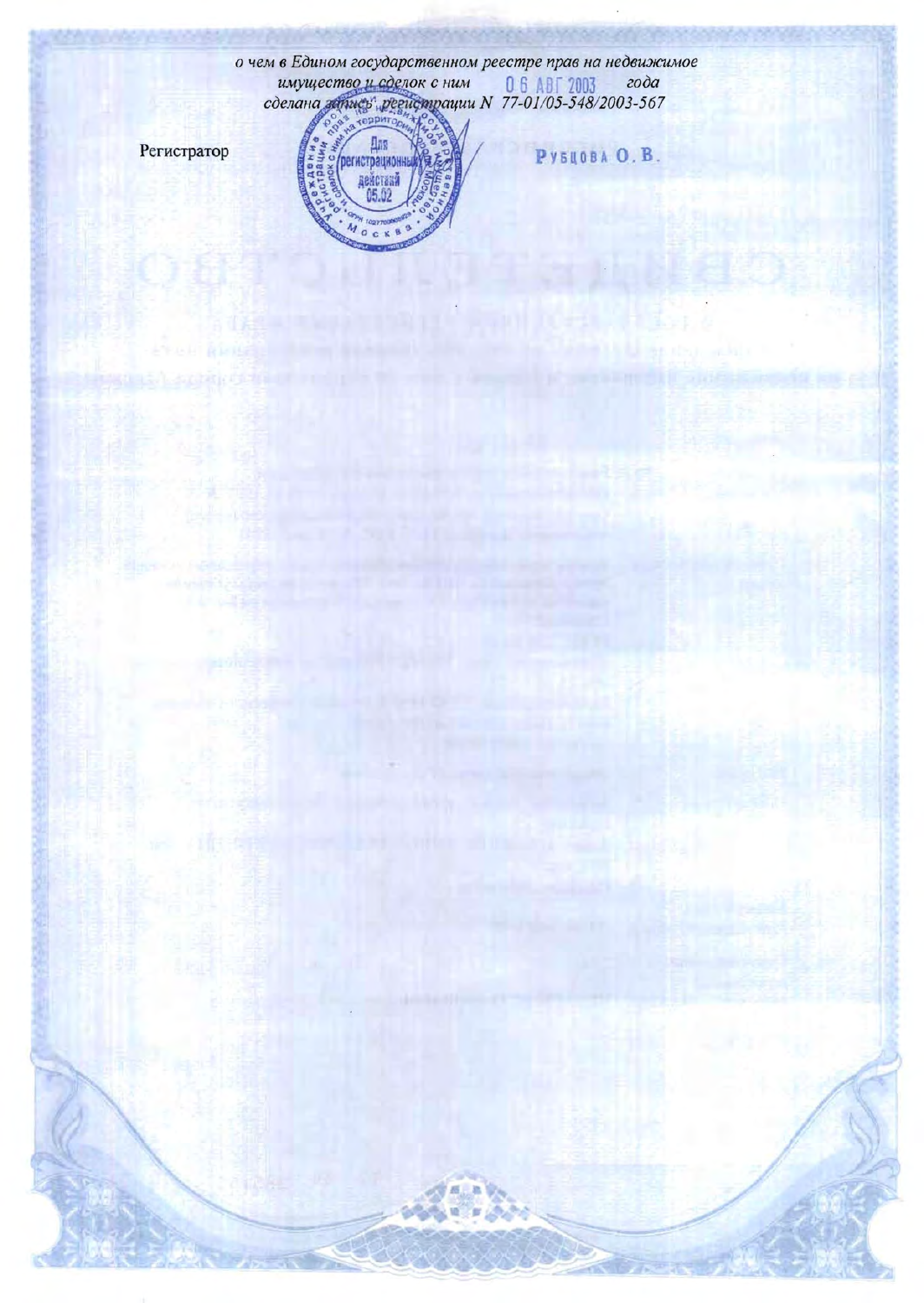о чем в Едином государственном реестре прав на недвижимое имущество и сделок с ним 06 АВГ 2003 года сделана запись регистрации N 77-01/05-548/2003-567

Регистратор РУБЦОВА О. В.